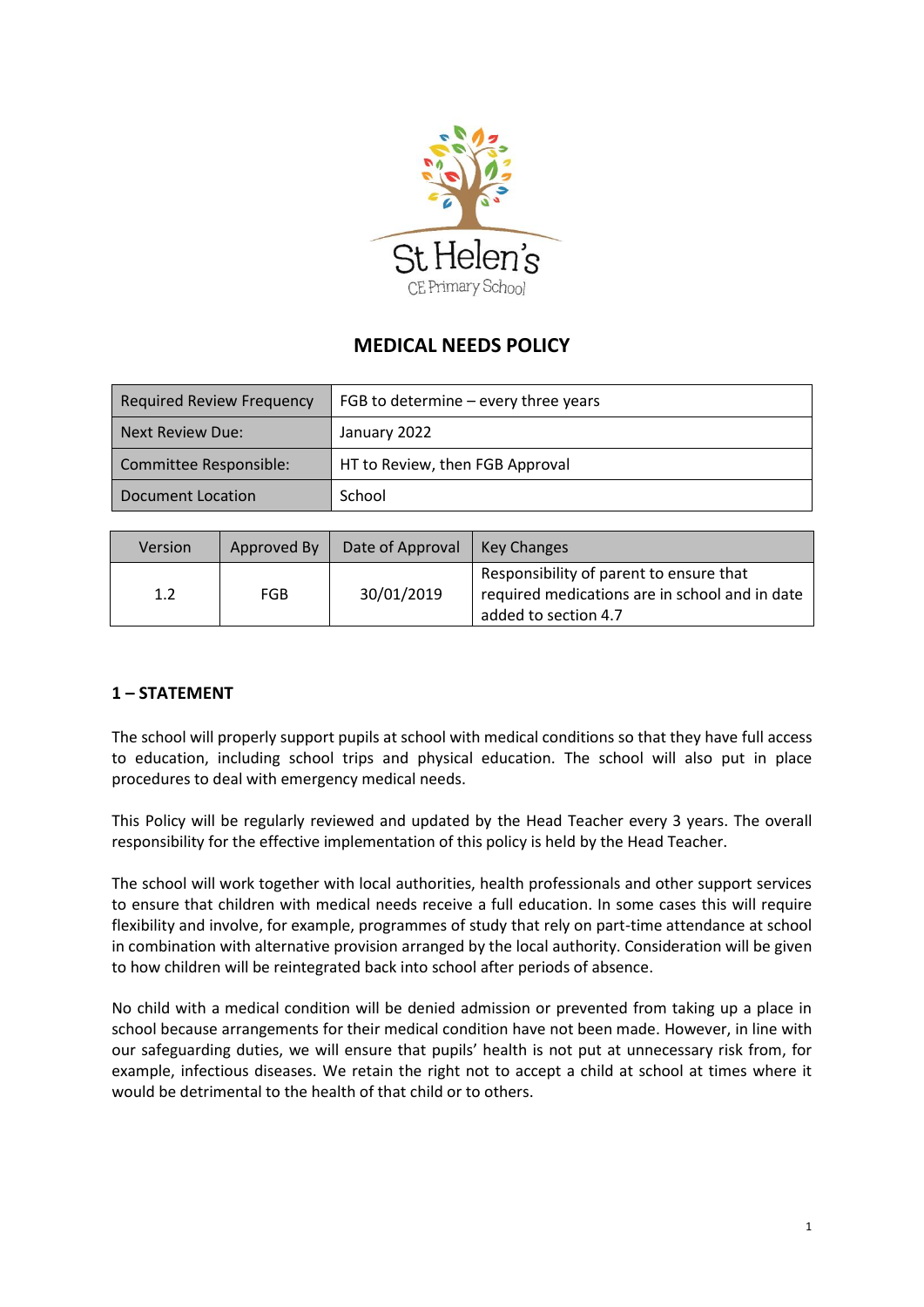St Helen's CE Primary School

# MEDICAL NEEDS POLICY

| Required Review Frequency | FGB to determine – every three years |
|---|---|
| Next Review Due: | January 2022 |
| Committee Responsible: | HT to Review, then FGB Approval |
| Document Location | School |

| Version | Approved By | Date of Approval | Key Changes |
|---|---|---|---|
| 1.2 | FGB | 30/01/2019 | Responsibility of parent to ensure that required medications are in school and in date added to section 4.7 |

## 1 – STATEMENT

The school will properly support pupils at school with medical conditions so that they have full access to education, including school trips and physical education. The school will also put in place procedures to deal with emergency medical needs.

This Policy will be regularly reviewed and updated by the Head Teacher every 3 years. The overall responsibility for the effective implementation of this policy is held by the Head Teacher.

The school will work together with local authorities, health professionals and other support services to ensure that children with medical needs receive a full education. In some cases this will require flexibility and involve, for example, programmes of study that rely on part-time attendance at school in combination with alternative provision arranged by the local authority. Consideration will be given to how children will be reintegrated back into school after periods of absence.

No child with a medical condition will be denied admission or prevented from taking up a place in school because arrangements for their medical condition have not been made. However, in line with our safeguarding duties, we will ensure that pupils' health is not put at unnecessary risk from, for example, infectious diseases. We retain the right not to accept a child at school at times where it would be detrimental to the health of that child or to others.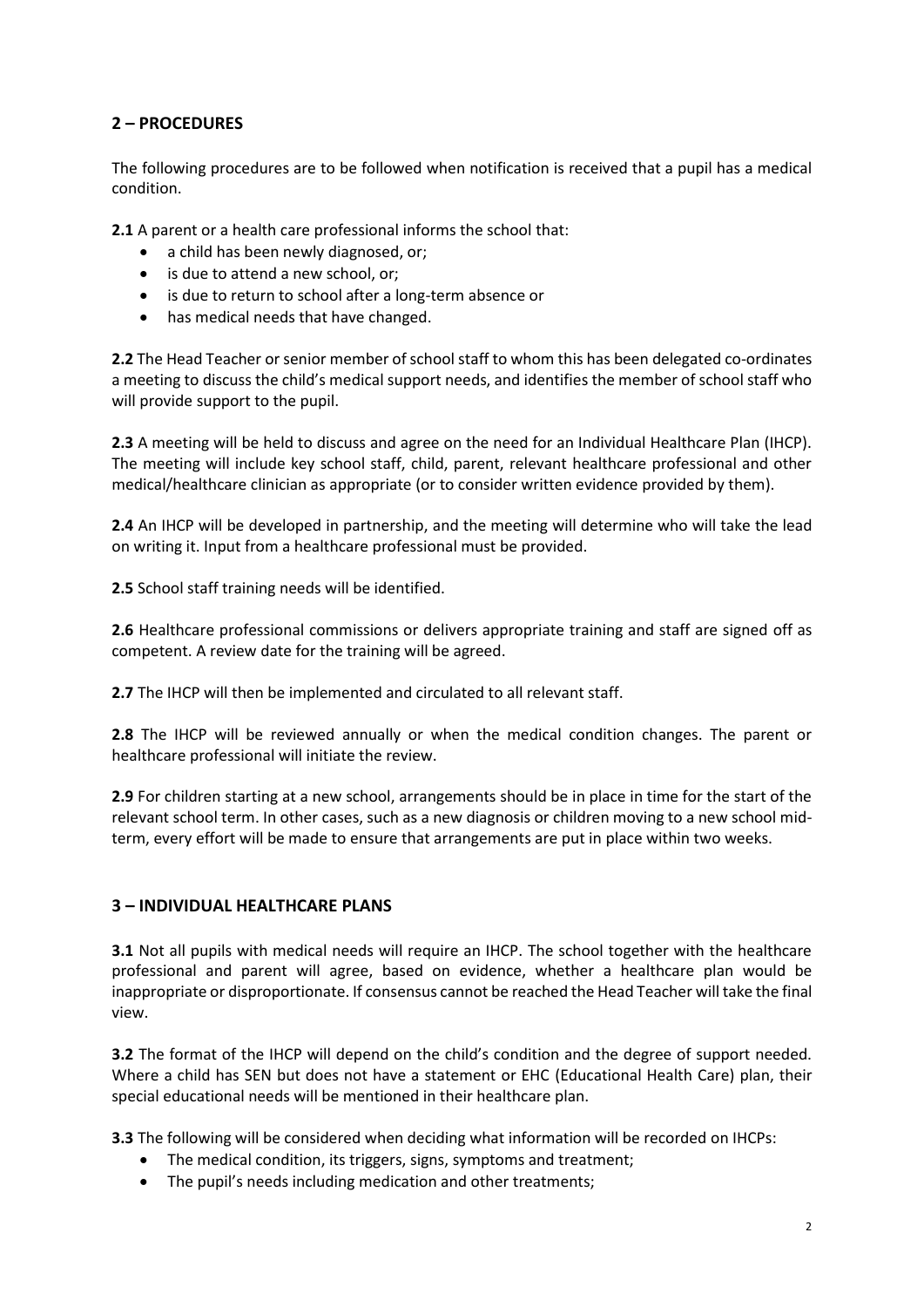## 2 – PROCEDURES

The following procedures are to be followed when notification is received that a pupil has a medical condition.

**2.1** A parent or a health care professional informs the school that:

- a child has been newly diagnosed, or;
- is due to attend a new school, or;
- is due to return to school after a long-term absence or
- has medical needs that have changed.

**2.2** The Head Teacher or senior member of school staff to whom this has been delegated co-ordinates a meeting to discuss the child's medical support needs, and identifies the member of school staff who will provide support to the pupil.

**2.3** A meeting will be held to discuss and agree on the need for an Individual Healthcare Plan (IHCP). The meeting will include key school staff, child, parent, relevant healthcare professional and other medical/healthcare clinician as appropriate (or to consider written evidence provided by them).

**2.4** An IHCP will be developed in partnership, and the meeting will determine who will take the lead on writing it. Input from a healthcare professional must be provided.

**2.5** School staff training needs will be identified.

**2.6** Healthcare professional commissions or delivers appropriate training and staff are signed off as competent. A review date for the training will be agreed.

**2.7** The IHCP will then be implemented and circulated to all relevant staff.

**2.8** The IHCP will be reviewed annually or when the medical condition changes. The parent or healthcare professional will initiate the review.

**2.9** For children starting at a new school, arrangements should be in place in time for the start of the relevant school term. In other cases, such as a new diagnosis or children moving to a new school mid-term, every effort will be made to ensure that arrangements are put in place within two weeks.

## 3 – INDIVIDUAL HEALTHCARE PLANS

**3.1** Not all pupils with medical needs will require an IHCP. The school together with the healthcare professional and parent will agree, based on evidence, whether a healthcare plan would be inappropriate or disproportionate. If consensus cannot be reached the Head Teacher will take the final view.

**3.2** The format of the IHCP will depend on the child's condition and the degree of support needed. Where a child has SEN but does not have a statement or EHC (Educational Health Care) plan, their special educational needs will be mentioned in their healthcare plan.

**3.3** The following will be considered when deciding what information will be recorded on IHCPs:

- The medical condition, its triggers, signs, symptoms and treatment;
- The pupil's needs including medication and other treatments;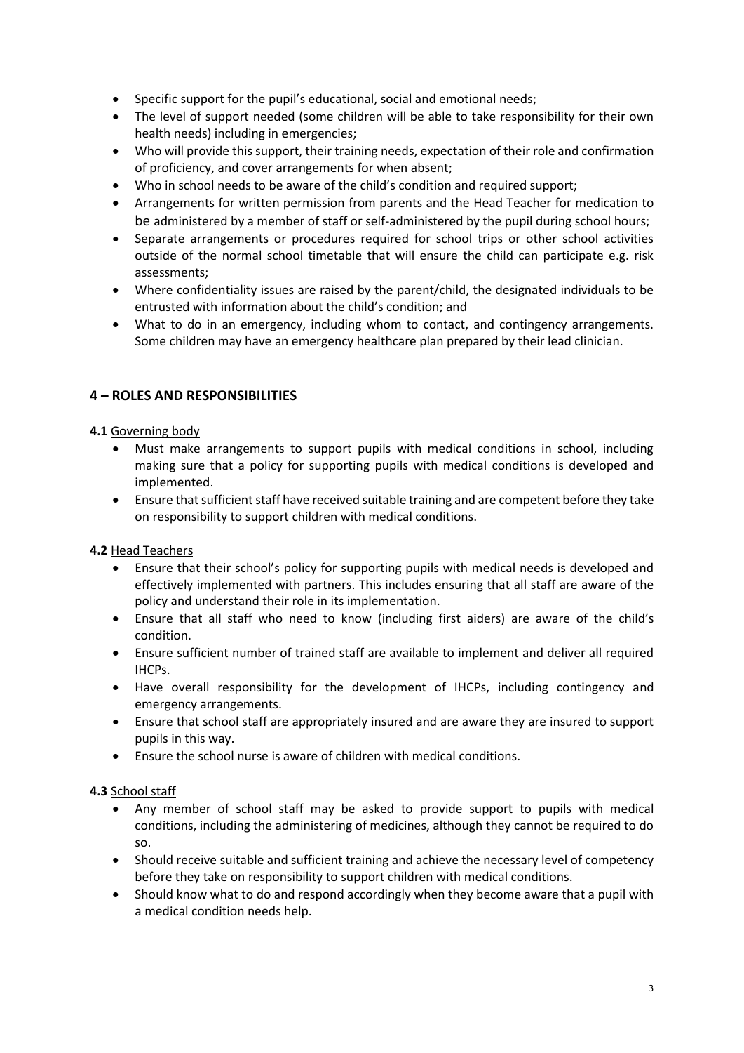- Specific support for the pupil's educational, social and emotional needs;
- The level of support needed (some children will be able to take responsibility for their own health needs) including in emergencies;
- Who will provide this support, their training needs, expectation of their role and confirmation of proficiency, and cover arrangements for when absent;
- Who in school needs to be aware of the child's condition and required support;
- Arrangements for written permission from parents and the Head Teacher for medication to be administered by a member of staff or self-administered by the pupil during school hours;
- Separate arrangements or procedures required for school trips or other school activities outside of the normal school timetable that will ensure the child can participate e.g. risk assessments;
- Where confidentiality issues are raised by the parent/child, the designated individuals to be entrusted with information about the child's condition; and
- What to do in an emergency, including whom to contact, and contingency arrangements. Some children may have an emergency healthcare plan prepared by their lead clinician.

## 4 – ROLES AND RESPONSIBILITIES

**4.1** Governing body

- Must make arrangements to support pupils with medical conditions in school, including making sure that a policy for supporting pupils with medical conditions is developed and implemented.
- Ensure that sufficient staff have received suitable training and are competent before they take on responsibility to support children with medical conditions.

**4.2** Head Teachers

- Ensure that their school's policy for supporting pupils with medical needs is developed and effectively implemented with partners. This includes ensuring that all staff are aware of the policy and understand their role in its implementation.
- Ensure that all staff who need to know (including first aiders) are aware of the child's condition.
- Ensure sufficient number of trained staff are available to implement and deliver all required IHCPs.
- Have overall responsibility for the development of IHCPs, including contingency and emergency arrangements.
- Ensure that school staff are appropriately insured and are aware they are insured to support pupils in this way.
- Ensure the school nurse is aware of children with medical conditions.

**4.3** School staff

- Any member of school staff may be asked to provide support to pupils with medical conditions, including the administering of medicines, although they cannot be required to do so.
- Should receive suitable and sufficient training and achieve the necessary level of competency before they take on responsibility to support children with medical conditions.
- Should know what to do and respond accordingly when they become aware that a pupil with a medical condition needs help.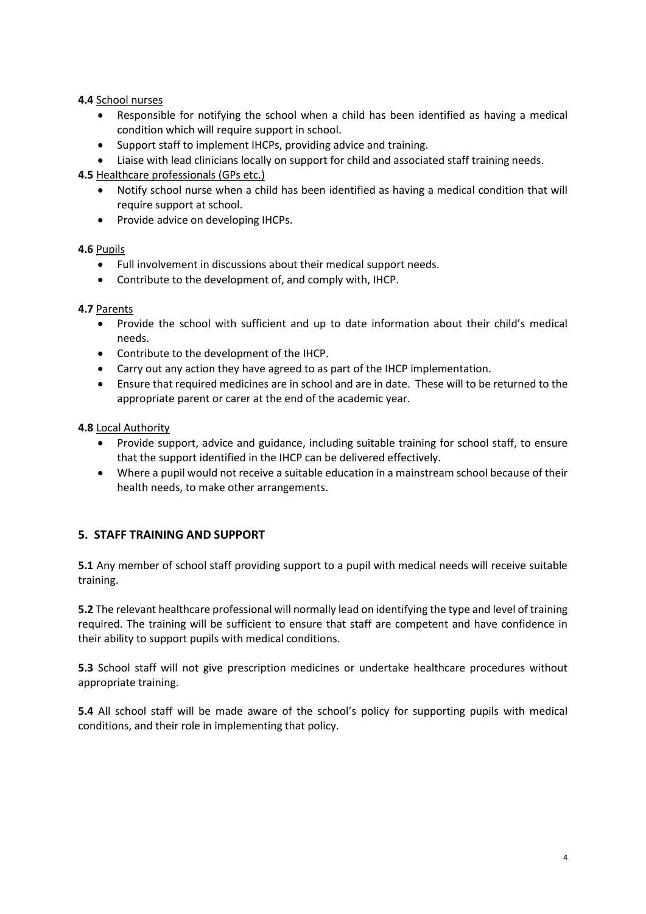**4.4** School nurses

- Responsible for notifying the school when a child has been identified as having a medical condition which will require support in school.
- Support staff to implement IHCPs, providing advice and training.
- Liaise with lead clinicians locally on support for child and associated staff training needs.

**4.5** Healthcare professionals (GPs etc.)

- Notify school nurse when a child has been identified as having a medical condition that will require support at school.
- Provide advice on developing IHCPs.

**4.6** Pupils

- Full involvement in discussions about their medical support needs.
- Contribute to the development of, and comply with, IHCP.

**4.7** Parents

- Provide the school with sufficient and up to date information about their child's medical needs.
- Contribute to the development of the IHCP.
- Carry out any action they have agreed to as part of the IHCP implementation.
- Ensure that required medicines are in school and are in date. These will to be returned to the appropriate parent or carer at the end of the academic year.

**4.8** Local Authority

- Provide support, advice and guidance, including suitable training for school staff, to ensure that the support identified in the IHCP can be delivered effectively.
- Where a pupil would not receive a suitable education in a mainstream school because of their health needs, to make other arrangements.

## 5. STAFF TRAINING AND SUPPORT

**5.1** Any member of school staff providing support to a pupil with medical needs will receive suitable training.

**5.2** The relevant healthcare professional will normally lead on identifying the type and level of training required. The training will be sufficient to ensure that staff are competent and have confidence in their ability to support pupils with medical conditions.

**5.3** School staff will not give prescription medicines or undertake healthcare procedures without appropriate training.

**5.4** All school staff will be made aware of the school's policy for supporting pupils with medical conditions, and their role in implementing that policy.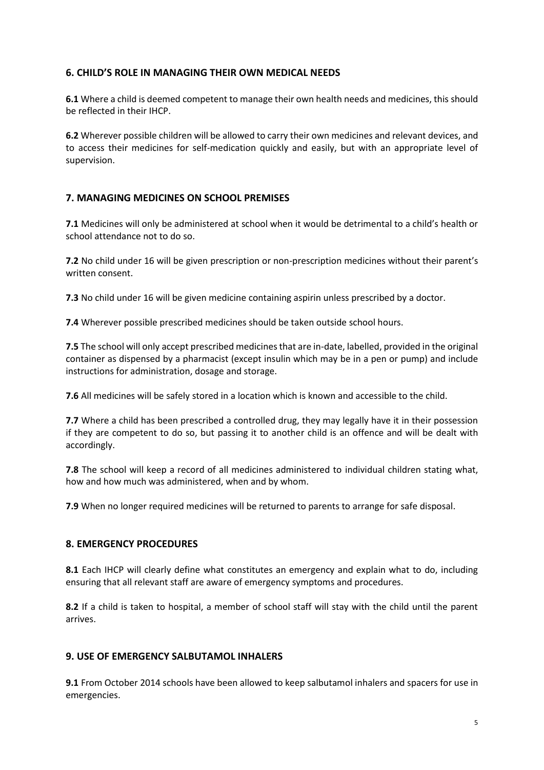## 6. CHILD'S ROLE IN MANAGING THEIR OWN MEDICAL NEEDS

**6.1** Where a child is deemed competent to manage their own health needs and medicines, this should be reflected in their IHCP.

**6.2** Wherever possible children will be allowed to carry their own medicines and relevant devices, and to access their medicines for self-medication quickly and easily, but with an appropriate level of supervision.

## 7. MANAGING MEDICINES ON SCHOOL PREMISES

**7.1** Medicines will only be administered at school when it would be detrimental to a child's health or school attendance not to do so.

**7.2** No child under 16 will be given prescription or non-prescription medicines without their parent's written consent.

**7.3** No child under 16 will be given medicine containing aspirin unless prescribed by a doctor.

**7.4** Wherever possible prescribed medicines should be taken outside school hours.

**7.5** The school will only accept prescribed medicines that are in-date, labelled, provided in the original container as dispensed by a pharmacist (except insulin which may be in a pen or pump) and include instructions for administration, dosage and storage.

**7.6** All medicines will be safely stored in a location which is known and accessible to the child.

**7.7** Where a child has been prescribed a controlled drug, they may legally have it in their possession if they are competent to do so, but passing it to another child is an offence and will be dealt with accordingly.

**7.8** The school will keep a record of all medicines administered to individual children stating what, how and how much was administered, when and by whom.

**7.9** When no longer required medicines will be returned to parents to arrange for safe disposal.

## 8. EMERGENCY PROCEDURES

**8.1** Each IHCP will clearly define what constitutes an emergency and explain what to do, including ensuring that all relevant staff are aware of emergency symptoms and procedures.

**8.2** If a child is taken to hospital, a member of school staff will stay with the child until the parent arrives.

## 9. USE OF EMERGENCY SALBUTAMOL INHALERS

**9.1** From October 2014 schools have been allowed to keep salbutamol inhalers and spacers for use in emergencies.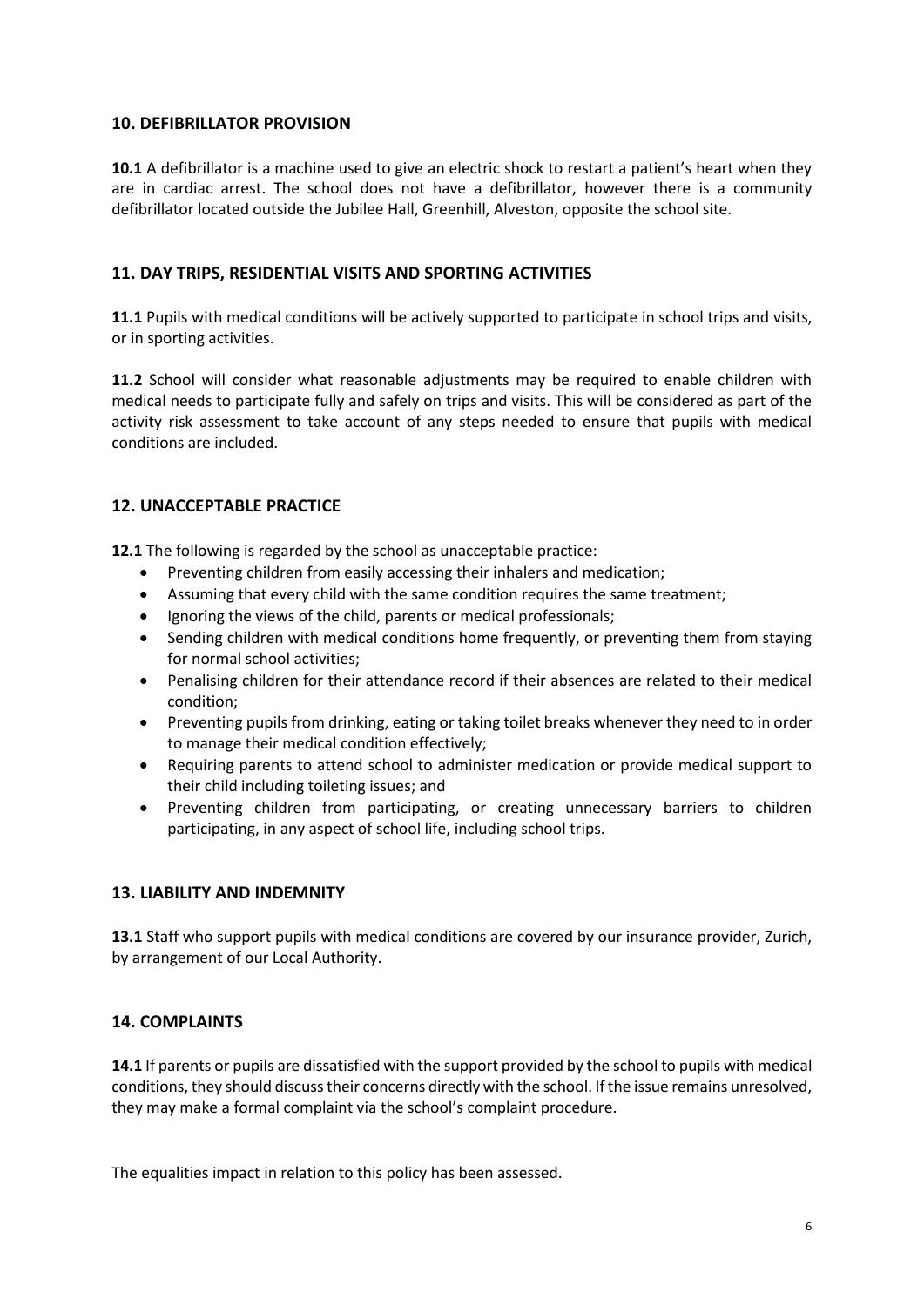## 10. DEFIBRILLATOR PROVISION

**10.1** A defibrillator is a machine used to give an electric shock to restart a patient's heart when they are in cardiac arrest. The school does not have a defibrillator, however there is a community defibrillator located outside the Jubilee Hall, Greenhill, Alveston, opposite the school site.

## 11. DAY TRIPS, RESIDENTIAL VISITS AND SPORTING ACTIVITIES

**11.1** Pupils with medical conditions will be actively supported to participate in school trips and visits, or in sporting activities.

**11.2** School will consider what reasonable adjustments may be required to enable children with medical needs to participate fully and safely on trips and visits. This will be considered as part of the activity risk assessment to take account of any steps needed to ensure that pupils with medical conditions are included.

## 12. UNACCEPTABLE PRACTICE

**12.1** The following is regarded by the school as unacceptable practice:

- Preventing children from easily accessing their inhalers and medication;
- Assuming that every child with the same condition requires the same treatment;
- Ignoring the views of the child, parents or medical professionals;
- Sending children with medical conditions home frequently, or preventing them from staying for normal school activities;
- Penalising children for their attendance record if their absences are related to their medical condition;
- Preventing pupils from drinking, eating or taking toilet breaks whenever they need to in order to manage their medical condition effectively;
- Requiring parents to attend school to administer medication or provide medical support to their child including toileting issues; and
- Preventing children from participating, or creating unnecessary barriers to children participating, in any aspect of school life, including school trips.

## 13. LIABILITY AND INDEMNITY

**13.1** Staff who support pupils with medical conditions are covered by our insurance provider, Zurich, by arrangement of our Local Authority.

## 14. COMPLAINTS

**14.1** If parents or pupils are dissatisfied with the support provided by the school to pupils with medical conditions, they should discuss their concerns directly with the school. If the issue remains unresolved, they may make a formal complaint via the school's complaint procedure.

The equalities impact in relation to this policy has been assessed.